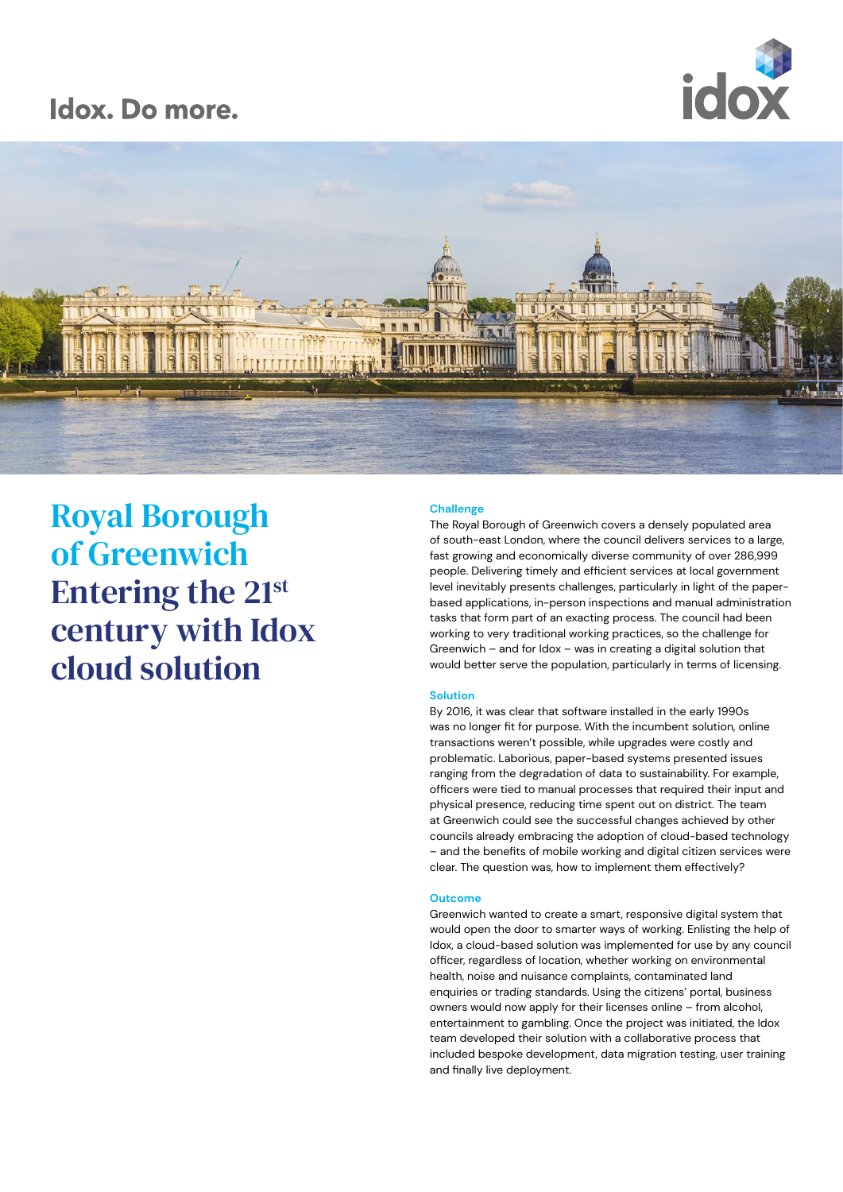Idox. Do more.

# Royal Borough of Greenwich Entering the 21st century with Idox cloud solution

### Challenge

The Royal Borough of Greenwich covers a densely populated area of south-east London, where the council delivers services to a large, fast growing and economically diverse community of over 286,999 people. Delivering timely and efficient services at local government level inevitably presents challenges, particularly in light of the paper-based applications, in-person inspections and manual administration tasks that form part of an exacting process. The council had been working to very traditional working practices, so the challenge for Greenwich – and for Idox – was in creating a digital solution that would better serve the population, particularly in terms of licensing.

### Solution

By 2016, it was clear that software installed in the early 1990s was no longer fit for purpose. With the incumbent solution, online transactions weren't possible, while upgrades were costly and problematic. Laborious, paper-based systems presented issues ranging from the degradation of data to sustainability. For example, officers were tied to manual processes that required their input and physical presence, reducing time spent out on district. The team at Greenwich could see the successful changes achieved by other councils already embracing the adoption of cloud-based technology – and the benefits of mobile working and digital citizen services were clear. The question was, how to implement them effectively?

### Outcome

Greenwich wanted to create a smart, responsive digital system that would open the door to smarter ways of working. Enlisting the help of Idox, a cloud-based solution was implemented for use by any council officer, regardless of location, whether working on environmental health, noise and nuisance complaints, contaminated land enquiries or trading standards. Using the citizens' portal, business owners would now apply for their licenses online – from alcohol, entertainment to gambling. Once the project was initiated, the Idox team developed their solution with a collaborative process that included bespoke development, data migration testing, user training and finally live deployment.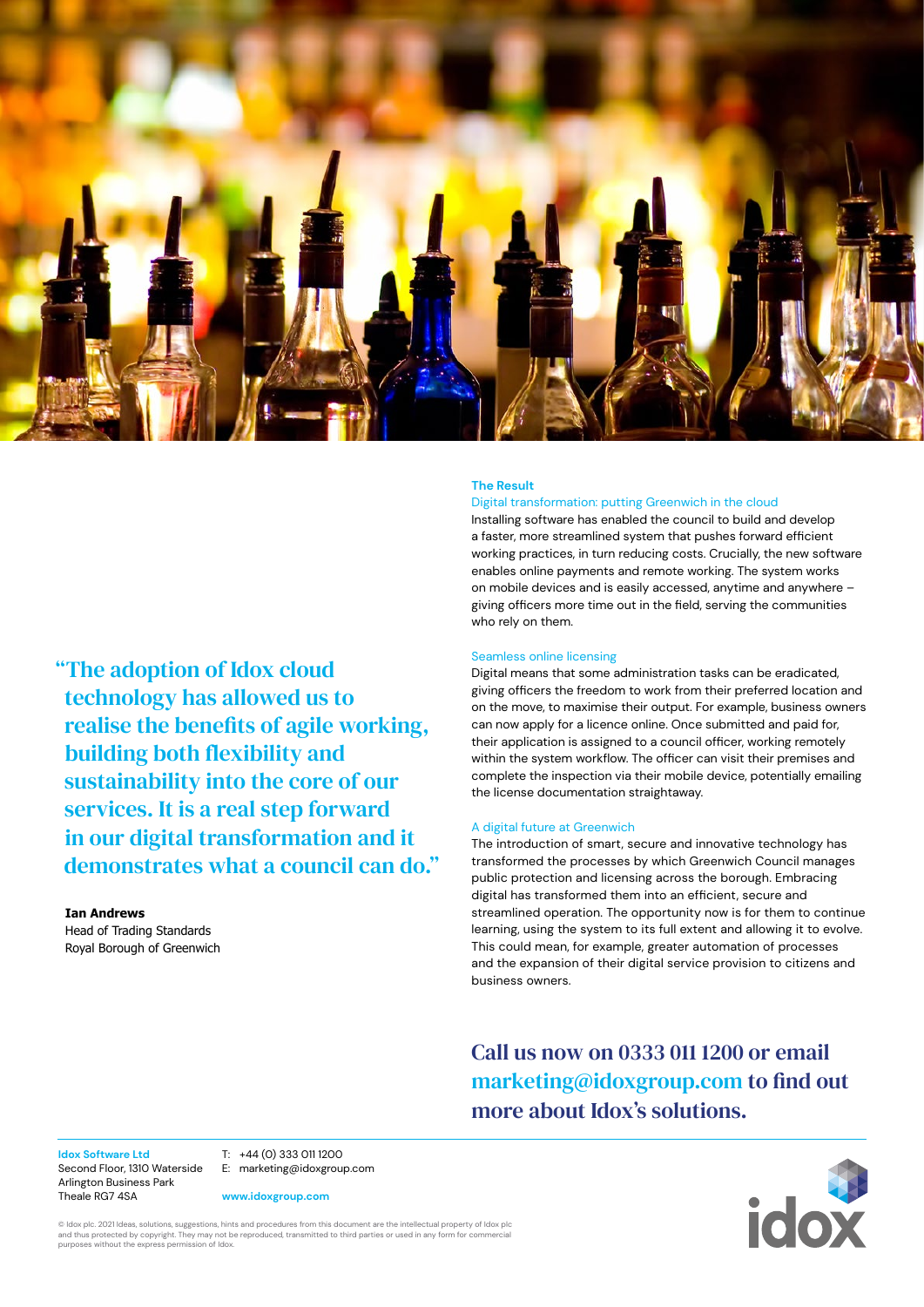> "The adoption of Idox cloud technology has allowed us to realise the benefits of agile working, building both flexibility and sustainability into the core of our services. It is a real step forward in our digital transformation and it demonstrates what a council can do."

**Ian Andrews**
Head of Trading Standards
Royal Borough of Greenwich

## The Result

### Digital transformation: putting Greenwich in the cloud

Installing software has enabled the council to build and develop a faster, more streamlined system that pushes forward efficient working practices, in turn reducing costs. Crucially, the new software enables online payments and remote working. The system works on mobile devices and is easily accessed, anytime and anywhere – giving officers more time out in the field, serving the communities who rely on them.

### Seamless online licensing

Digital means that some administration tasks can be eradicated, giving officers the freedom to work from their preferred location and on the move, to maximise their output. For example, business owners can now apply for a licence online. Once submitted and paid for, their application is assigned to a council officer, working remotely within the system workflow. The officer can visit their premises and complete the inspection via their mobile device, potentially emailing the license documentation straightaway.

### A digital future at Greenwich

The introduction of smart, secure and innovative technology has transformed the processes by which Greenwich Council manages public protection and licensing across the borough. Embracing digital has transformed them into an efficient, secure and streamlined operation. The opportunity now is for them to continue learning, using the system to its full extent and allowing it to evolve. This could mean, for example, greater automation of processes and the expansion of their digital service provision to citizens and business owners.

**Call us now on 0333 011 1200 or email marketing@idoxgroup.com to find out more about Idox's solutions.**

**Idox Software Ltd**
Second Floor, 1310 Waterside
Arlington Business Park
Theale RG7 4SA

T: +44 (0) 333 011 1200
E: marketing@idoxgroup.com

www.idoxgroup.com

© Idox plc. 2021 Ideas, solutions, suggestions, hints and procedures from this document are the intellectual property of Idox plc and thus protected by copyright. They may not be reproduced, transmitted to third parties or used in any form for commercial purposes without the express permission of Idox.